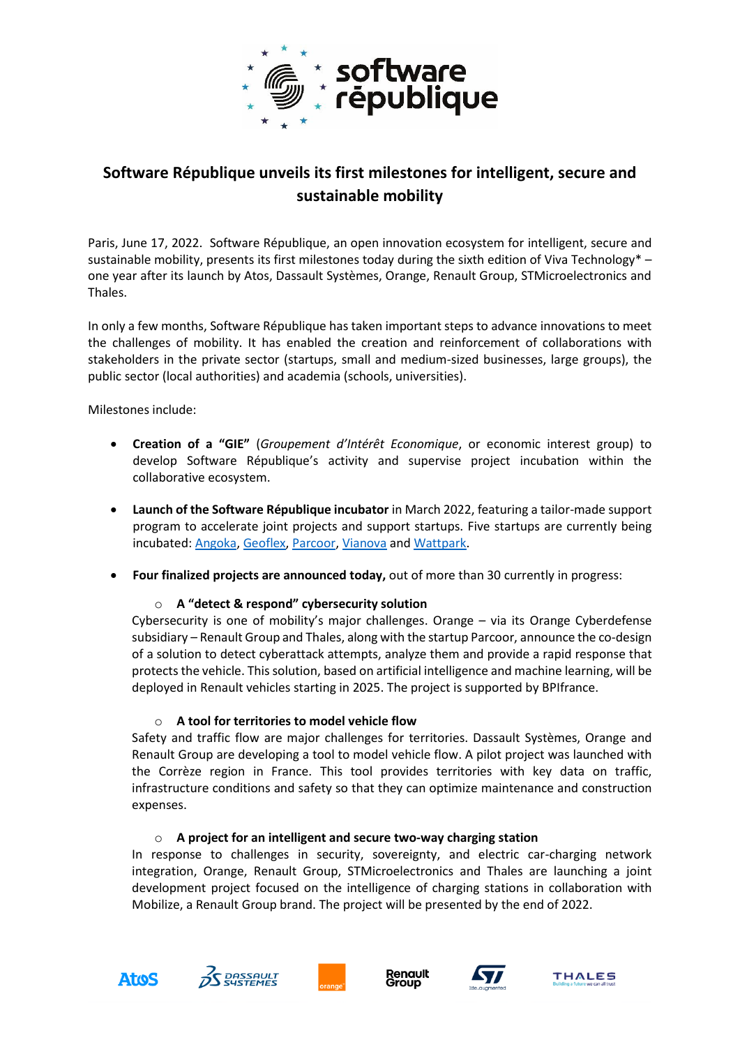# Software République unveils its first milestones for intelligent, secure and sustainable mobility

Paris, June 17, 2022. Software République, an open innovation ecosystem for intelligent, secure and sustainable mobility, presents its first milestones today during the sixth edition of Viva Technology* – one year after its launch by Atos, Dassault Systèmes, Orange, Renault Group, STMicroelectronics and Thales.

In only a few months, Software République has taken important steps to advance innovations to meet the challenges of mobility. It has enabled the creation and reinforcement of collaborations with stakeholders in the private sector (startups, small and medium-sized businesses, large groups), the public sector (local authorities) and academia (schools, universities).

Milestones include:

- **Creation of a "GIE"** (*Groupement d'Intérêt Economique*, or economic interest group) to develop Software République's activity and supervise project incubation within the collaborative ecosystem.

- **Launch of the Software République incubator** in March 2022, featuring a tailor-made support program to accelerate joint projects and support startups. Five startups are currently being incubated: Angoka, Geoflex, Parcoor, Vianova and Wattpark.

- **Four finalized projects are announced today,** out of more than 30 currently in progress:

  - **A "detect & respond" cybersecurity solution**
  
    Cybersecurity is one of mobility's major challenges. Orange – via its Orange Cyberdefense subsidiary – Renault Group and Thales, along with the startup Parcoor, announce the co-design of a solution to detect cyberattack attempts, analyze them and provide a rapid response that protects the vehicle. This solution, based on artificial intelligence and machine learning, will be deployed in Renault vehicles starting in 2025. The project is supported by BPIfrance.

  - **A tool for territories to model vehicle flow**
  
    Safety and traffic flow are major challenges for territories. Dassault Systèmes, Orange and Renault Group are developing a tool to model vehicle flow. A pilot project was launched with the Corrèze region in France. This tool provides territories with key data on traffic, infrastructure conditions and safety so that they can optimize maintenance and construction expenses.

  - **A project for an intelligent and secure two-way charging station**
  
    In response to challenges in security, sovereignty, and electric car-charging network integration, Orange, Renault Group, STMicroelectronics and Thales are launching a joint development project focused on the intelligence of charging stations in collaboration with Mobilize, a Renault Group brand. The project will be presented by the end of 2022.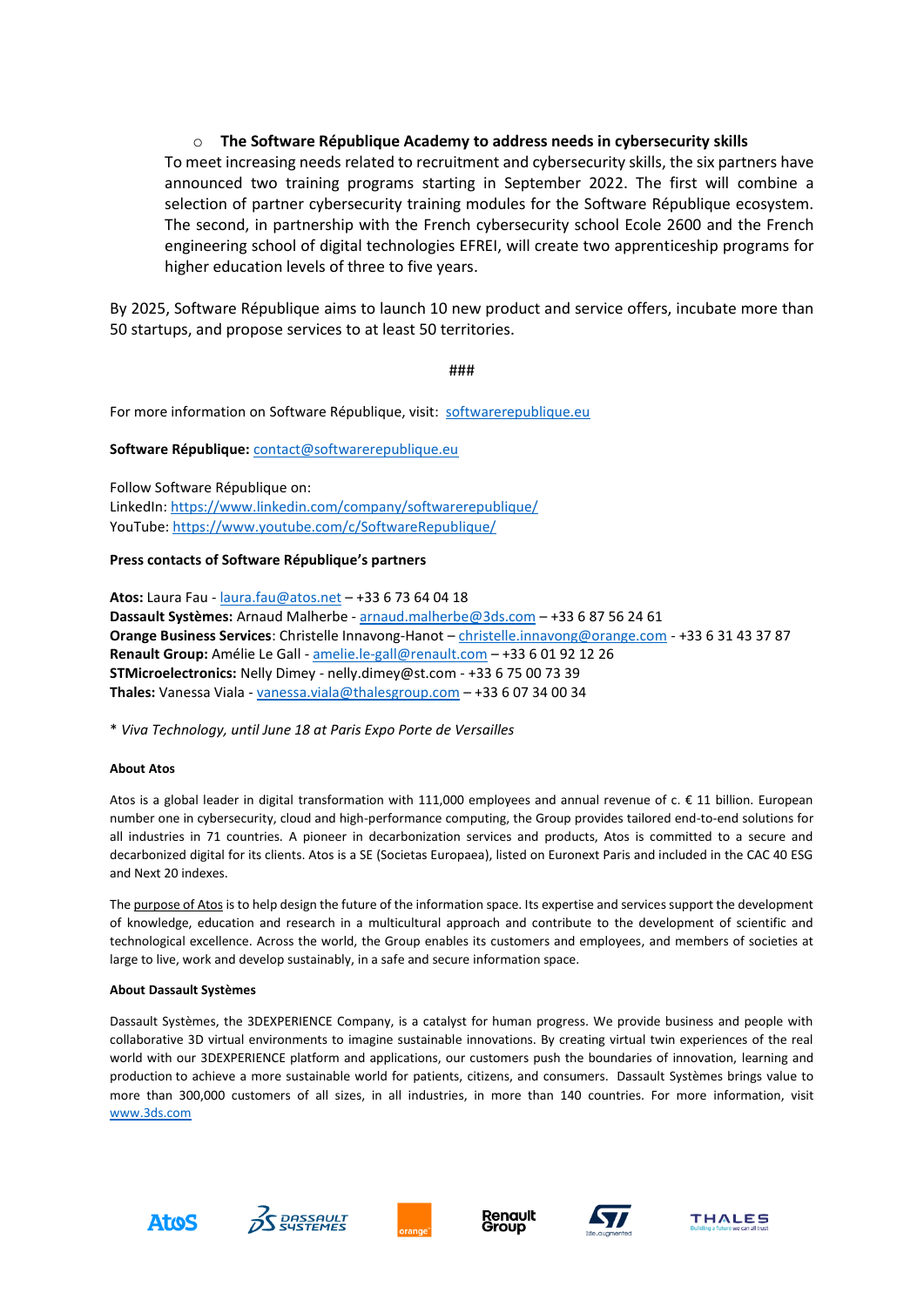- **The Software République Academy to address needs in cybersecurity skills**

  To meet increasing needs related to recruitment and cybersecurity skills, the six partners have announced two training programs starting in September 2022. The first will combine a selection of partner cybersecurity training modules for the Software République ecosystem. The second, in partnership with the French cybersecurity school Ecole 2600 and the French engineering school of digital technologies EFREI, will create two apprenticeship programs for higher education levels of three to five years.

By 2025, Software République aims to launch 10 new product and service offers, incubate more than 50 startups, and propose services to at least 50 territories.

###

For more information on Software République, visit: [softwarerepublique.eu](softwarerepublique.eu)

**Software République:** [contact@softwarerepublique.eu](mailto:contact@softwarerepublique.eu)

Follow Software République on:
LinkedIn: [https://www.linkedin.com/company/softwarerepublique/](https://www.linkedin.com/company/softwarerepublique/)
YouTube: [https://www.youtube.com/c/SoftwareRepublique/](https://www.youtube.com/c/SoftwareRepublique/)

**Press contacts of Software République's partners**

**Atos:** Laura Fau - [laura.fau@atos.net](mailto:laura.fau@atos.net) – +33 6 73 64 04 18
**Dassault Systèmes:** Arnaud Malherbe - [arnaud.malherbe@3ds.com](mailto:arnaud.malherbe@3ds.com) – +33 6 87 56 24 61
**Orange Business Services**: Christelle Innavong-Hanot – [christelle.innavong@orange.com](mailto:christelle.innavong@orange.com) - +33 6 31 43 37 87
**Renault Group:** Amélie Le Gall - [amelie.le-gall@renault.com](mailto:amelie.le-gall@renault.com) – +33 6 01 92 12 26
**STMicroelectronics:** Nelly Dimey - nelly.dimey@st.com - +33 6 75 00 73 39
**Thales:** Vanessa Viala - [vanessa.viala@thalesgroup.com](mailto:vanessa.viala@thalesgroup.com) – +33 6 07 34 00 34

* *Viva Technology, until June 18 at Paris Expo Porte de Versailles*

**About Atos**

Atos is a global leader in digital transformation with 111,000 employees and annual revenue of c. € 11 billion. European number one in cybersecurity, cloud and high-performance computing, the Group provides tailored end-to-end solutions for all industries in 71 countries. A pioneer in decarbonization services and products, Atos is committed to a secure and decarbonized digital for its clients. Atos is a SE (Societas Europaea), listed on Euronext Paris and included in the CAC 40 ESG and Next 20 indexes.

The purpose of Atos is to help design the future of the information space. Its expertise and services support the development of knowledge, education and research in a multicultural approach and contribute to the development of scientific and technological excellence. Across the world, the Group enables its customers and employees, and members of societies at large to live, work and develop sustainably, in a safe and secure information space.

**About Dassault Systèmes**

Dassault Systèmes, the 3DEXPERIENCE Company, is a catalyst for human progress. We provide business and people with collaborative 3D virtual environments to imagine sustainable innovations. By creating virtual twin experiences of the real world with our 3DEXPERIENCE platform and applications, our customers push the boundaries of innovation, learning and production to achieve a more sustainable world for patients, citizens, and consumers. Dassault Systèmes brings value to more than 300,000 customers of all sizes, in all industries, in more than 140 countries. For more information, visit [www.3ds.com](www.3ds.com)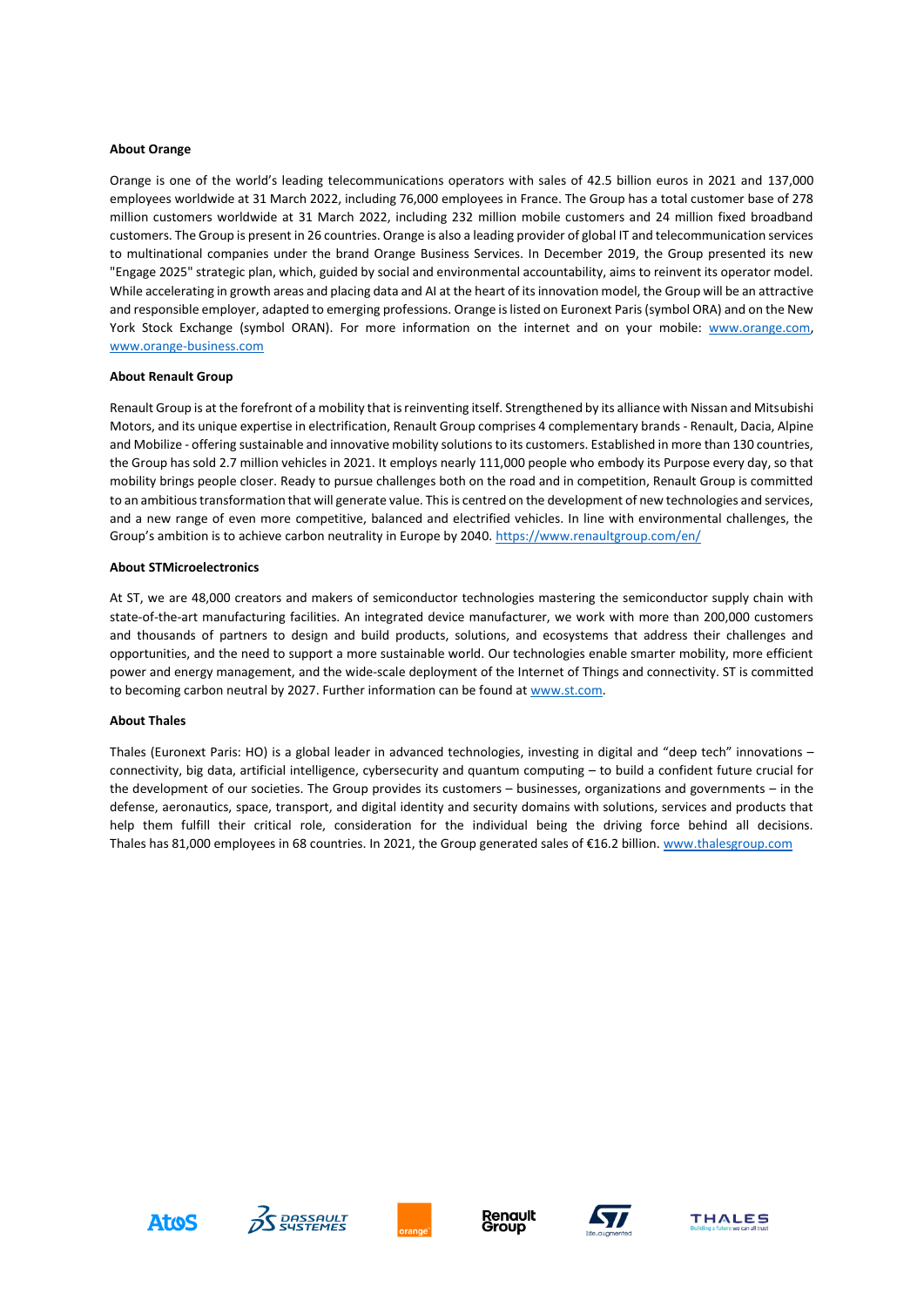**About Orange**

Orange is one of the world's leading telecommunications operators with sales of 42.5 billion euros in 2021 and 137,000 employees worldwide at 31 March 2022, including 76,000 employees in France. The Group has a total customer base of 278 million customers worldwide at 31 March 2022, including 232 million mobile customers and 24 million fixed broadband customers. The Group is present in 26 countries. Orange is also a leading provider of global IT and telecommunication services to multinational companies under the brand Orange Business Services. In December 2019, the Group presented its new "Engage 2025" strategic plan, which, guided by social and environmental accountability, aims to reinvent its operator model. While accelerating in growth areas and placing data and AI at the heart of its innovation model, the Group will be an attractive and responsible employer, adapted to emerging professions. Orange is listed on Euronext Paris (symbol ORA) and on the New York Stock Exchange (symbol ORAN). For more information on the internet and on your mobile: www.orange.com, www.orange-business.com

**About Renault Group**

Renault Group is at the forefront of a mobility that is reinventing itself. Strengthened by its alliance with Nissan and Mitsubishi Motors, and its unique expertise in electrification, Renault Group comprises 4 complementary brands - Renault, Dacia, Alpine and Mobilize - offering sustainable and innovative mobility solutions to its customers. Established in more than 130 countries, the Group has sold 2.7 million vehicles in 2021. It employs nearly 111,000 people who embody its Purpose every day, so that mobility brings people closer. Ready to pursue challenges both on the road and in competition, Renault Group is committed to an ambitious transformation that will generate value. This is centred on the development of new technologies and services, and a new range of even more competitive, balanced and electrified vehicles. In line with environmental challenges, the Group's ambition is to achieve carbon neutrality in Europe by 2040. https://www.renaultgroup.com/en/

**About STMicroelectronics**

At ST, we are 48,000 creators and makers of semiconductor technologies mastering the semiconductor supply chain with state-of-the-art manufacturing facilities. An integrated device manufacturer, we work with more than 200,000 customers and thousands of partners to design and build products, solutions, and ecosystems that address their challenges and opportunities, and the need to support a more sustainable world. Our technologies enable smarter mobility, more efficient power and energy management, and the wide-scale deployment of the Internet of Things and connectivity. ST is committed to becoming carbon neutral by 2027. Further information can be found at www.st.com.

**About Thales**

Thales (Euronext Paris: HO) is a global leader in advanced technologies, investing in digital and "deep tech" innovations – connectivity, big data, artificial intelligence, cybersecurity and quantum computing – to build a confident future crucial for the development of our societies. The Group provides its customers – businesses, organizations and governments – in the defense, aeronautics, space, transport, and digital identity and security domains with solutions, services and products that help them fulfill their critical role, consideration for the individual being the driving force behind all decisions. Thales has 81,000 employees in 68 countries. In 2021, the Group generated sales of €16.2 billion. www.thalesgroup.com